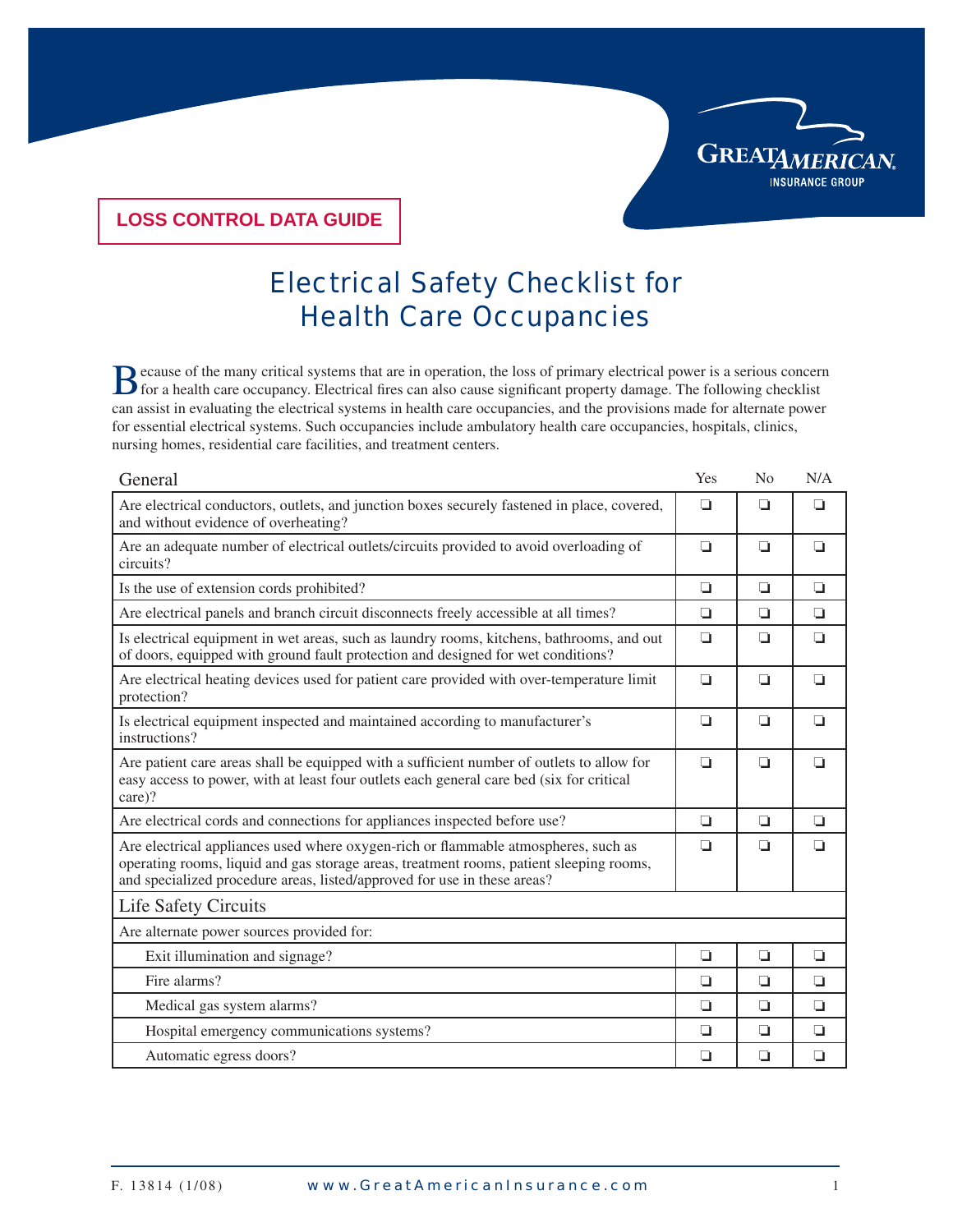LOSS CONTROL DATA GUIDE

# Electrical Safety Checklist for Health Care Occupancies

Because of the many critical systems that are in operation, the loss of primary electrical power is a serious concern for a health care occupancy. Electrical fires can also cause significant property damage. The following checklist can assist in evaluating the electrical systems in health care occupancies, and the provisions made for alternate power for essential electrical systems. Such occupancies include ambulatory health care occupancies, hospitals, clinics, nursing homes, residential care facilities, and treatment centers.

| General | Yes | No | N/A |
|---|---|---|---|
| Are electrical conductors, outlets, and junction boxes securely fastened in place, covered, and without evidence of overheating? | ❏ | ❏ | ❏ |
| Are an adequate number of electrical outlets/circuits provided to avoid overloading of circuits? | ❏ | ❏ | ❏ |
| Is the use of extension cords prohibited? | ❏ | ❏ | ❏ |
| Are electrical panels and branch circuit disconnects freely accessible at all times? | ❏ | ❏ | ❏ |
| Is electrical equipment in wet areas, such as laundry rooms, kitchens, bathrooms, and out of doors, equipped with ground fault protection and designed for wet conditions? | ❏ | ❏ | ❏ |
| Are electrical heating devices used for patient care provided with over-temperature limit protection? | ❏ | ❏ | ❏ |
| Is electrical equipment inspected and maintained according to manufacturer's instructions? | ❏ | ❏ | ❏ |
| Are patient care areas shall be equipped with a sufficient number of outlets to allow for easy access to power, with at least four outlets each general care bed (six for critical care)? | ❏ | ❏ | ❏ |
| Are electrical cords and connections for appliances inspected before use? | ❏ | ❏ | ❏ |
| Are electrical appliances used where oxygen-rich or flammable atmospheres, such as operating rooms, liquid and gas storage areas, treatment rooms, patient sleeping rooms, and specialized procedure areas, listed/approved for use in these areas? | ❏ | ❏ | ❏ |
| **Life Safety Circuits** | | | |
| Are alternate power sources provided for: | | | |
| Exit illumination and signage? | ❏ | ❏ | ❏ |
| Fire alarms? | ❏ | ❏ | ❏ |
| Medical gas system alarms? | ❏ | ❏ | ❏ |
| Hospital emergency communications systems? | ❏ | ❏ | ❏ |
| Automatic egress doors? | ❏ | ❏ | ❏ |

F. 13814 (1/08) www.GreatAmericanInsurance.com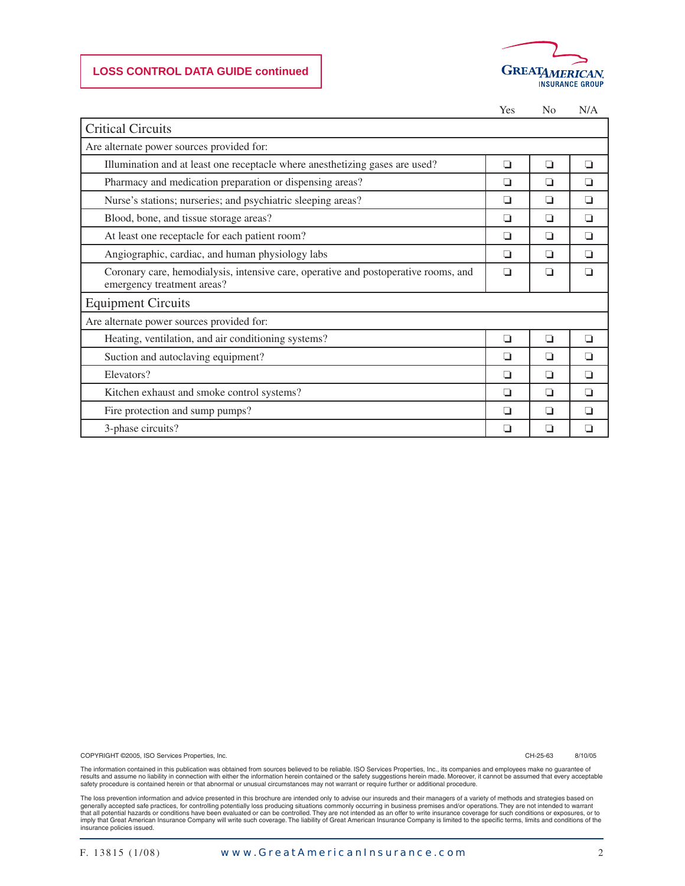## LOSS CONTROL DATA GUIDE continued

| | Yes | No | N/A |
|---|---|---|---|
| **Critical Circuits** | | | |
| Are alternate power sources provided for: | | | |
| Illumination and at least one receptacle where anesthetizing gases are used? | ❑ | ❑ | ❑ |
| Pharmacy and medication preparation or dispensing areas? | ❑ | ❑ | ❑ |
| Nurse's stations; nurseries; and psychiatric sleeping areas? | ❑ | ❑ | ❑ |
| Blood, bone, and tissue storage areas? | ❑ | ❑ | ❑ |
| At least one receptacle for each patient room? | ❑ | ❑ | ❑ |
| Angiographic, cardiac, and human physiology labs | ❑ | ❑ | ❑ |
| Coronary care, hemodialysis, intensive care, operative and postoperative rooms, and emergency treatment areas? | ❑ | ❑ | ❑ |
| **Equipment Circuits** | | | |
| Are alternate power sources provided for: | | | |
| Heating, ventilation, and air conditioning systems? | ❑ | ❑ | ❑ |
| Suction and autoclaving equipment? | ❑ | ❑ | ❑ |
| Elevators? | ❑ | ❑ | ❑ |
| Kitchen exhaust and smoke control systems? | ❑ | ❑ | ❑ |
| Fire protection and sump pumps? | ❑ | ❑ | ❑ |
| 3-phase circuits? | ❑ | ❑ | ❑ |

COPYRIGHT ©2005, ISO Services Properties, Inc. CH-25-63 8/10/05

The information contained in this publication was obtained from sources believed to be reliable. ISO Services Properties, Inc., its companies and employees make no guarantee of results and assume no liability in connection with either the information herein contained or the safety suggestions herein made. Moreover, it cannot be assumed that every acceptable safety procedure is contained herein or that abnormal or unusual circumstances may not warrant or require further or additional procedure.

The loss prevention information and advice presented in this brochure are intended only to advise our insureds and their managers of a variety of methods and strategies based on generally accepted safe practices, for controlling potentially loss producing situations commonly occurring in business premises and/or operations. They are not intended to warrant that all potential hazards or conditions have been evaluated or can be controlled. They are not intended as an offer to write insurance coverage for such conditions or exposures, or to imply that Great American Insurance Company will write such coverage. The liability of Great American Insurance Company is limited to the specific terms, limits and conditions of the insurance policies issued.

F. 13815 (1/08) www.GreatAmericanInsurance.com